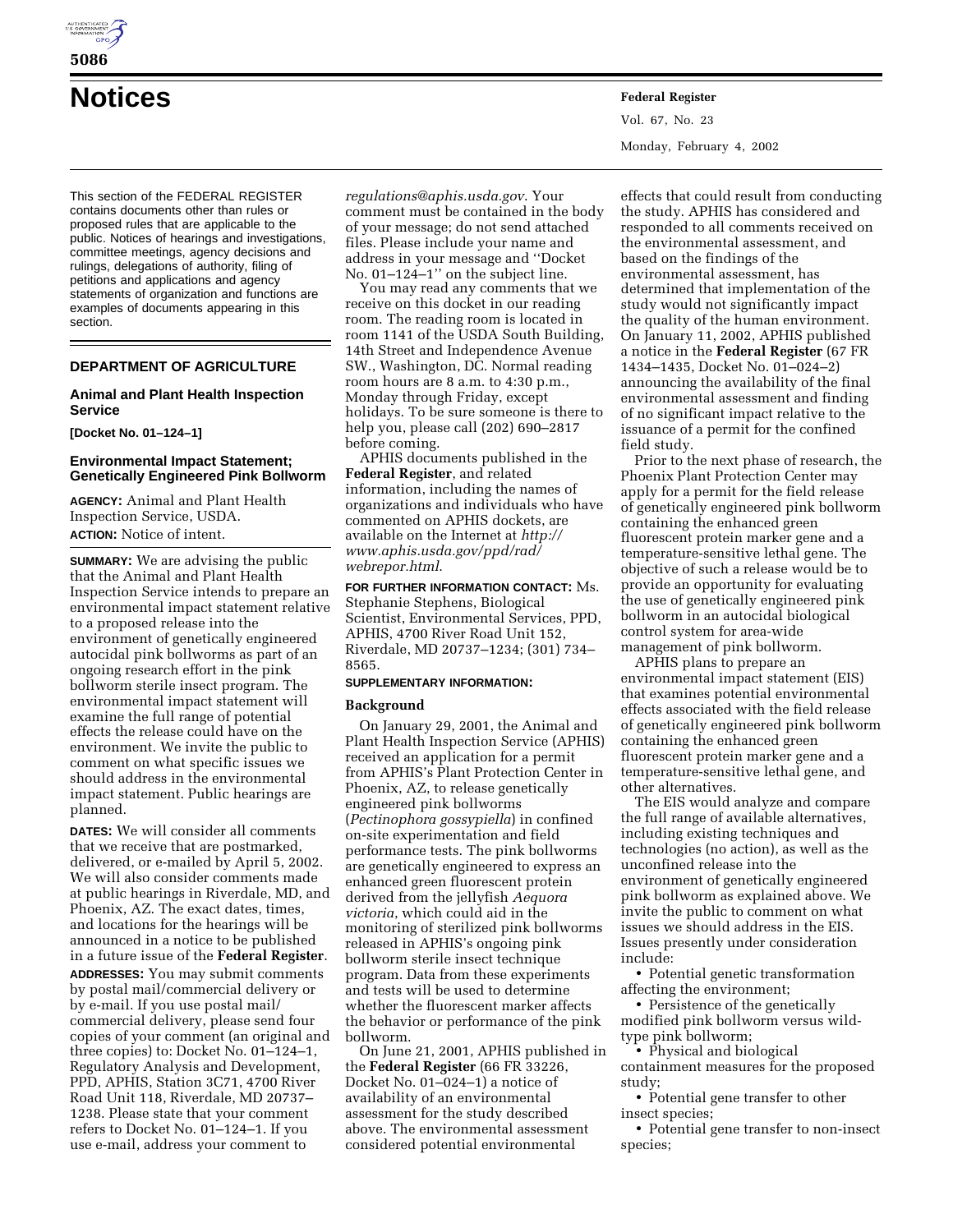# Notices

This section of the FEDERAL REGISTER contains documents other than rules or proposed rules that are applicable to the public. Notices of hearings and investigations, committee meetings, agency decisions and rulings, delegations of authority, filing of petitions and applications and agency statements of organization and functions are examples of documents appearing in this section.

## DEPARTMENT OF AGRICULTURE

### Animal and Plant Health Inspection Service

**[Docket No. 01–124–1]**

### Environmental Impact Statement; Genetically Engineered Pink Bollworm

**AGENCY:** Animal and Plant Health Inspection Service, USDA.

**ACTION:** Notice of intent.

**SUMMARY:** We are advising the public that the Animal and Plant Health Inspection Service intends to prepare an environmental impact statement relative to a proposed release into the environment of genetically engineered autocidal pink bollworms as part of an ongoing research effort in the pink bollworm sterile insect program. The environmental impact statement will examine the full range of potential effects the release could have on the environment. We invite the public to comment on what specific issues we should address in the environmental impact statement. Public hearings are planned.

**DATES:** We will consider all comments that we receive that are postmarked, delivered, or e-mailed by April 5, 2002. We will also consider comments made at public hearings in Riverdale, MD, and Phoenix, AZ. The exact dates, times, and locations for the hearings will be announced in a notice to be published in a future issue of the **Federal Register**.

**ADDRESSES:** You may submit comments by postal mail/commercial delivery or by e-mail. If you use postal mail/commercial delivery, please send four copies of your comment (an original and three copies) to: Docket No. 01–124–1, Regulatory Analysis and Development, PPD, APHIS, Station 3C71, 4700 River Road Unit 118, Riverdale, MD 20737–1238. Please state that your comment refers to Docket No. 01–124–1. If you use e-mail, address your comment to *regulations@aphis.usda.gov*. Your comment must be contained in the body of your message; do not send attached files. Please include your name and address in your message and ''Docket No. 01–124–1'' on the subject line.

You may read any comments that we receive on this docket in our reading room. The reading room is located in room 1141 of the USDA South Building, 14th Street and Independence Avenue SW., Washington, DC. Normal reading room hours are 8 a.m. to 4:30 p.m., Monday through Friday, except holidays. To be sure someone is there to help you, please call (202) 690–2817 before coming.

APHIS documents published in the **Federal Register**, and related information, including the names of organizations and individuals who have commented on APHIS dockets, are available on the Internet at *http://www.aphis.usda.gov/ppd/rad/webrepor.html*.

**FOR FURTHER INFORMATION CONTACT:** Ms. Stephanie Stephens, Biological Scientist, Environmental Services, PPD, APHIS, 4700 River Road Unit 152, Riverdale, MD 20737–1234; (301) 734–8565.

**SUPPLEMENTARY INFORMATION:**

### Background

On January 29, 2001, the Animal and Plant Health Inspection Service (APHIS) received an application for a permit from APHIS's Plant Protection Center in Phoenix, AZ, to release genetically engineered pink bollworms (*Pectinophora gossypiella*) in confined on-site experimentation and field performance tests. The pink bollworms are genetically engineered to express an enhanced green fluorescent protein derived from the jellyfish *Aequora victoria*, which could aid in the monitoring of sterilized pink bollworms released in APHIS's ongoing pink bollworm sterile insect technique program. Data from these experiments and tests will be used to determine whether the fluorescent marker affects the behavior or performance of the pink bollworm.

On June 21, 2001, APHIS published in the **Federal Register** (66 FR 33226, Docket No. 01–024–1) a notice of availability of an environmental assessment for the study described above. The environmental assessment considered potential environmental effects that could result from conducting the study. APHIS has considered and responded to all comments received on the environmental assessment, and based on the findings of the environmental assessment, has determined that implementation of the study would not significantly impact the quality of the human environment. On January 11, 2002, APHIS published a notice in the **Federal Register** (67 FR 1434–1435, Docket No. 01–024–2) announcing the availability of the final environmental assessment and finding of no significant impact relative to the issuance of a permit for the confined field study.

Prior to the next phase of research, the Phoenix Plant Protection Center may apply for a permit for the field release of genetically engineered pink bollworm containing the enhanced green fluorescent protein marker gene and a temperature-sensitive lethal gene. The objective of such a release would be to provide an opportunity for evaluating the use of genetically engineered pink bollworm in an autocidal biological control system for area-wide management of pink bollworm.

APHIS plans to prepare an environmental impact statement (EIS) that examines potential environmental effects associated with the field release of genetically engineered pink bollworm containing the enhanced green fluorescent protein marker gene and a temperature-sensitive lethal gene, and other alternatives.

The EIS would analyze and compare the full range of available alternatives, including existing techniques and technologies (no action), as well as the unconfined release into the environment of genetically engineered pink bollworm as explained above. We invite the public to comment on what issues we should address in the EIS. Issues presently under consideration include:

- Potential genetic transformation affecting the environment;
- Persistence of the genetically modified pink bollworm versus wild-type pink bollworm;
- Physical and biological containment measures for the proposed study;
- Potential gene transfer to other insect species;
- Potential gene transfer to non-insect species;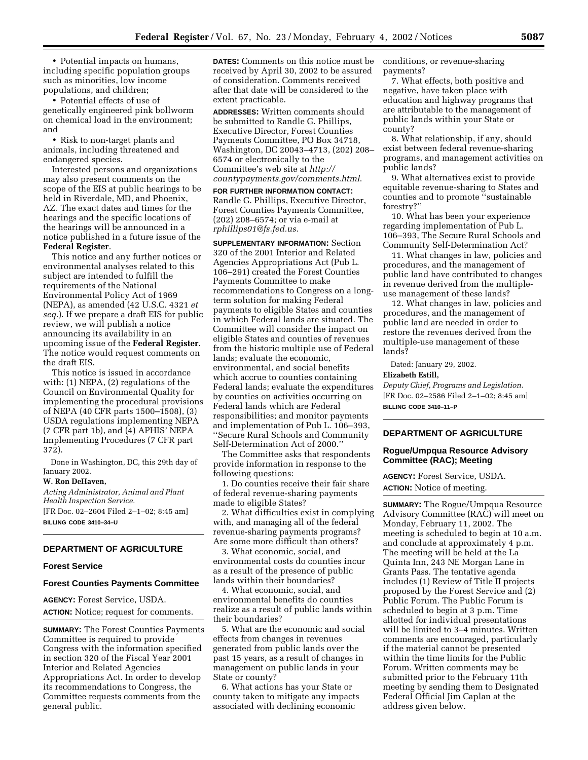• Potential impacts on humans, including specific population groups such as minorities, low income populations, and children;

• Potential effects of use of genetically engineered pink bollworm on chemical load in the environment; and

• Risk to non-target plants and animals, including threatened and endangered species.

Interested persons and organizations may also present comments on the scope of the EIS at public hearings to be held in Riverdale, MD, and Phoenix, AZ. The exact dates and times for the hearings and the specific locations of the hearings will be announced in a notice published in a future issue of the **Federal Register**.

This notice and any further notices or environmental analyses related to this subject are intended to fulfill the requirements of the National Environmental Policy Act of 1969 (NEPA), as amended (42 U.S.C. 4321 *et seq.*). If we prepare a draft EIS for public review, we will publish a notice announcing its availability in an upcoming issue of the **Federal Register**. The notice would request comments on the draft EIS.

This notice is issued in accordance with: (1) NEPA, (2) regulations of the Council on Environmental Quality for implementing the procedural provisions of NEPA (40 CFR parts 1500–1508), (3) USDA regulations implementing NEPA (7 CFR part 1b), and (4) APHIS' NEPA Implementing Procedures (7 CFR part 372).

Done in Washington, DC, this 29th day of January 2002.

**W. Ron DeHaven,**

*Acting Administrator, Animal and Plant Health Inspection Service.*

[FR Doc. 02–2604 Filed 2–1–02; 8:45 am]

**BILLING CODE 3410–34–U**

## DEPARTMENT OF AGRICULTURE

### Forest Service

### Forest Counties Payments Committee

**AGENCY:** Forest Service, USDA.

**ACTION:** Notice; request for comments.

**SUMMARY:** The Forest Counties Payments Committee is required to provide Congress with the information specified in section 320 of the Fiscal Year 2001 Interior and Related Agencies Appropriations Act. In order to develop its recommendations to Congress, the Committee requests comments from the general public.

**DATES:** Comments on this notice must be received by April 30, 2002 to be assured of consideration. Comments received after that date will be considered to the extent practicable.

**ADDRESSES:** Written comments should be submitted to Randle G. Phillips, Executive Director, Forest Counties Payments Committee, PO Box 34718, Washington, DC 20043–4713, (202) 208–6574 or electronically to the Committee's web site at *http://countypayments.gov/comments.html*.

**FOR FURTHER INFORMATION CONTACT:** Randle G. Phillips, Executive Director, Forest Counties Payments Committee, (202) 208–6574; or via e-mail at *rphillips01@fs.fed.us.*

**SUPPLEMENTARY INFORMATION:** Section 320 of the 2001 Interior and Related Agencies Appropriations Act (Pub L. 106–291) created the Forest Counties Payments Committee to make recommendations to Congress on a long-term solution for making Federal payments to eligible States and counties in which Federal lands are situated. The Committee will consider the impact on eligible States and counties of revenues from the historic multiple use of Federal lands; evaluate the economic, environmental, and social benefits which accrue to counties containing Federal lands; evaluate the expenditures by counties on activities occurring on Federal lands which are Federal responsibilities; and monitor payments and implementation of Pub L. 106–393, ''Secure Rural Schools and Community Self-Determination Act of 2000.''

The Committee asks that respondents provide information in response to the following questions:

1. Do counties receive their fair share of federal revenue-sharing payments made to eligible States?

2. What difficulties exist in complying with, and managing all of the federal revenue-sharing payments programs? Are some more difficult than others?

3. What economic, social, and environmental costs do counties incur as a result of the presence of public lands within their boundaries?

4. What economic, social, and environmental benefits do counties realize as a result of public lands within their boundaries?

5. What are the economic and social effects from changes in revenues generated from public lands over the past 15 years, as a result of changes in management on public lands in your State or county?

6. What actions has your State or county taken to mitigate any impacts associated with declining economic conditions, or revenue-sharing payments?

7. What effects, both positive and negative, have taken place with education and highway programs that are attributable to the management of public lands within your State or county?

8. What relationship, if any, should exist between federal revenue-sharing programs, and management activities on public lands?

9. What alternatives exist to provide equitable revenue-sharing to States and counties and to promote ''sustainable forestry?''

10. What has been your experience regarding implementation of Pub L. 106–393, The Secure Rural Schools and Community Self-Determination Act?

11. What changes in law, policies and procedures, and the management of public land have contributed to changes in revenue derived from the multiple-use management of these lands?

12. What changes in law, policies and procedures, and the management of public land are needed in order to restore the revenues derived from the multiple-use management of these lands?

Dated: January 29, 2002.

**Elizabeth Estill,**

*Deputy Chief, Programs and Legislation.*

[FR Doc. 02–2586 Filed 2–1–02; 8:45 am]

**BILLING CODE 3410–11–P**

## DEPARTMENT OF AGRICULTURE

### Rogue/Umpqua Resource Advisory Committee (RAC); Meeting

**AGENCY:** Forest Service, USDA.

**ACTION:** Notice of meeting.

**SUMMARY:** The Rogue/Umpqua Resource Advisory Committee (RAC) will meet on Monday, February 11, 2002. The meeting is scheduled to begin at 10 a.m. and conclude at approximately 4 p.m. The meeting will be held at the La Quinta Inn, 243 NE Morgan Lane in Grants Pass. The tentative agenda includes (1) Review of Title II projects proposed by the Forest Service and (2) Public Forum. The Public Forum is scheduled to begin at 3 p.m. Time allotted for individual presentations will be limited to 3–4 minutes. Written comments are encouraged, particularly if the material cannot be presented within the time limits for the Public Forum. Written comments may be submitted prior to the February 11th meeting by sending them to Designated Federal Official Jim Caplan at the address given below.